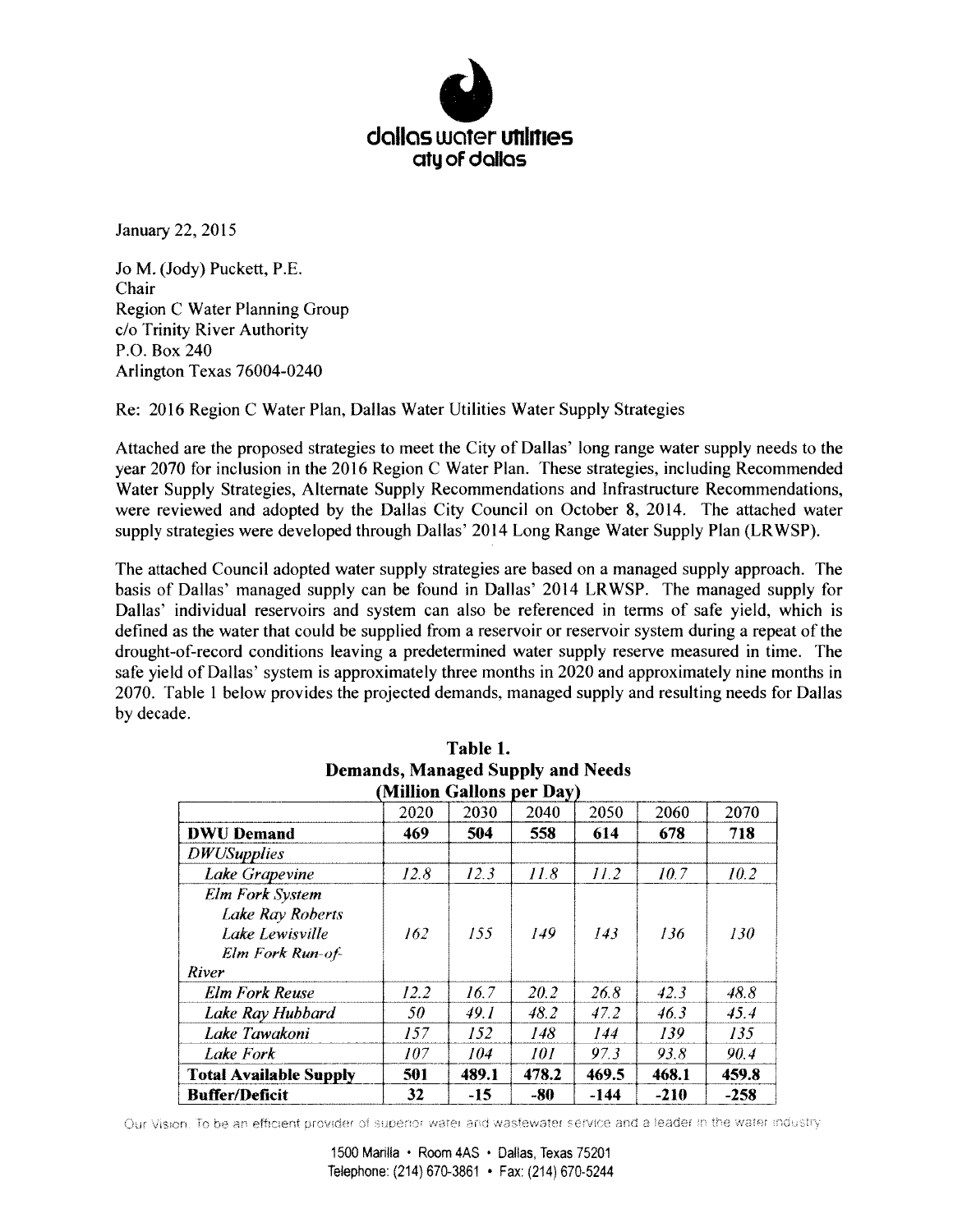dallas water utilities
city of dallas

January 22, 2015

Jo M. (Jody) Puckett, P.E.
Chair
Region C Water Planning Group
c/o Trinity River Authority
P.O. Box 240
Arlington Texas 76004-0240

Re: 2016 Region C Water Plan, Dallas Water Utilities Water Supply Strategies

Attached are the proposed strategies to meet the City of Dallas' long range water supply needs to the year 2070 for inclusion in the 2016 Region C Water Plan. These strategies, including Recommended Water Supply Strategies, Alternate Supply Recommendations and Infrastructure Recommendations, were reviewed and adopted by the Dallas City Council on October 8, 2014. The attached water supply strategies were developed through Dallas' 2014 Long Range Water Supply Plan (LRWSP).

The attached Council adopted water supply strategies are based on a managed supply approach. The basis of Dallas' managed supply can be found in Dallas' 2014 LRWSP. The managed supply for Dallas' individual reservoirs and system can also be referenced in terms of safe yield, which is defined as the water that could be supplied from a reservoir or reservoir system during a repeat of the drought-of-record conditions leaving a predetermined water supply reserve measured in time. The safe yield of Dallas' system is approximately three months in 2020 and approximately nine months in 2070. Table 1 below provides the projected demands, managed supply and resulting needs for Dallas by decade.

**Table 1.**
**Demands, Managed Supply and Needs**
**(Million Gallons per Day)**

| | 2020 | 2030 | 2040 | 2050 | 2060 | 2070 |
|---|---|---|---|---|---|---|
| **DWU Demand** | **469** | **504** | **558** | **614** | **678** | **718** |
| *DWUSupplies* | | | | | | |
| *Lake Grapevine* | *12.8* | *12.3* | *11.8* | *11.2* | *10.7* | *10.2* |
| *Elm Fork System* *Lake Ray Roberts* *Lake Lewisville* *Elm Fork Run-of-River* | *162* | *155* | *149* | *143* | *136* | *130* |
| *Elm Fork Reuse* | *12.2* | *16.7* | *20.2* | *26.8* | *42.3* | *48.8* |
| *Lake Ray Hubbard* | *50* | *49.1* | *48.2* | *47.2* | *46.3* | *45.4* |
| *Lake Tawakoni* | *157* | *152* | *148* | *144* | *139* | *135* |
| *Lake Fork* | *107* | *104* | *101* | *97.3* | *93.8* | *90.4* |
| **Total Available Supply** | **501** | **489.1** | **478.2** | **469.5** | **468.1** | **459.8** |
| **Buffer/Deficit** | **32** | **-15** | **-80** | **-144** | **-210** | **-258** |

Our Vision: To be an efficient provider of superior water and wastewater service and a leader in the water industry

1500 Marilla • Room 4AS • Dallas, Texas 75201
Telephone: (214) 670-3861 • Fax: (214) 670-5244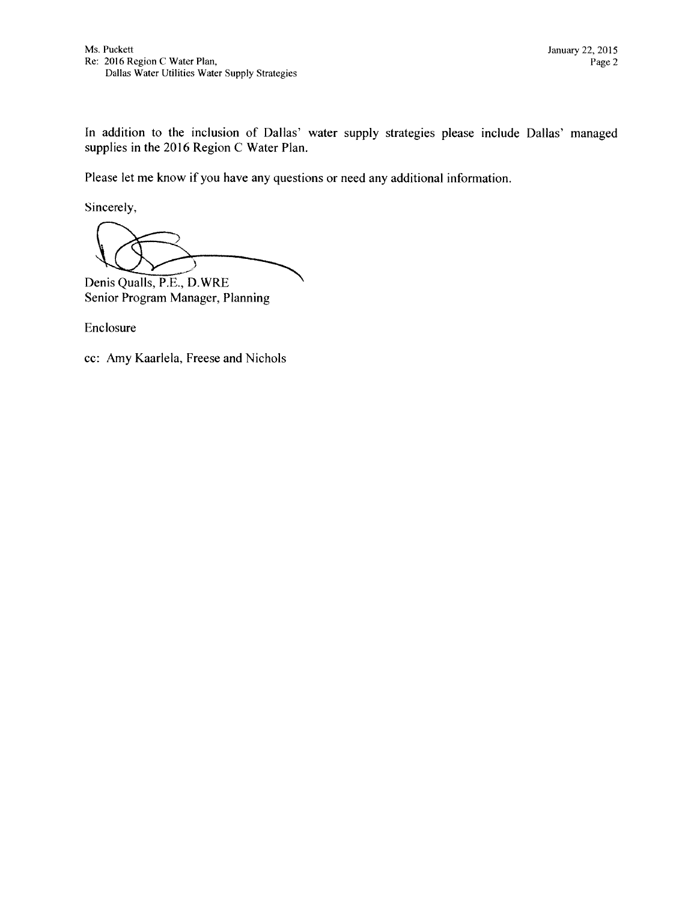In addition to the inclusion of Dallas' water supply strategies please include Dallas' managed supplies in the 2016 Region C Water Plan.

Please let me know if you have any questions or need any additional information.

Sincerely,

Denis Qualls, P.E., D.WRE
Senior Program Manager, Planning

Enclosure

cc: Amy Kaarlela, Freese and Nichols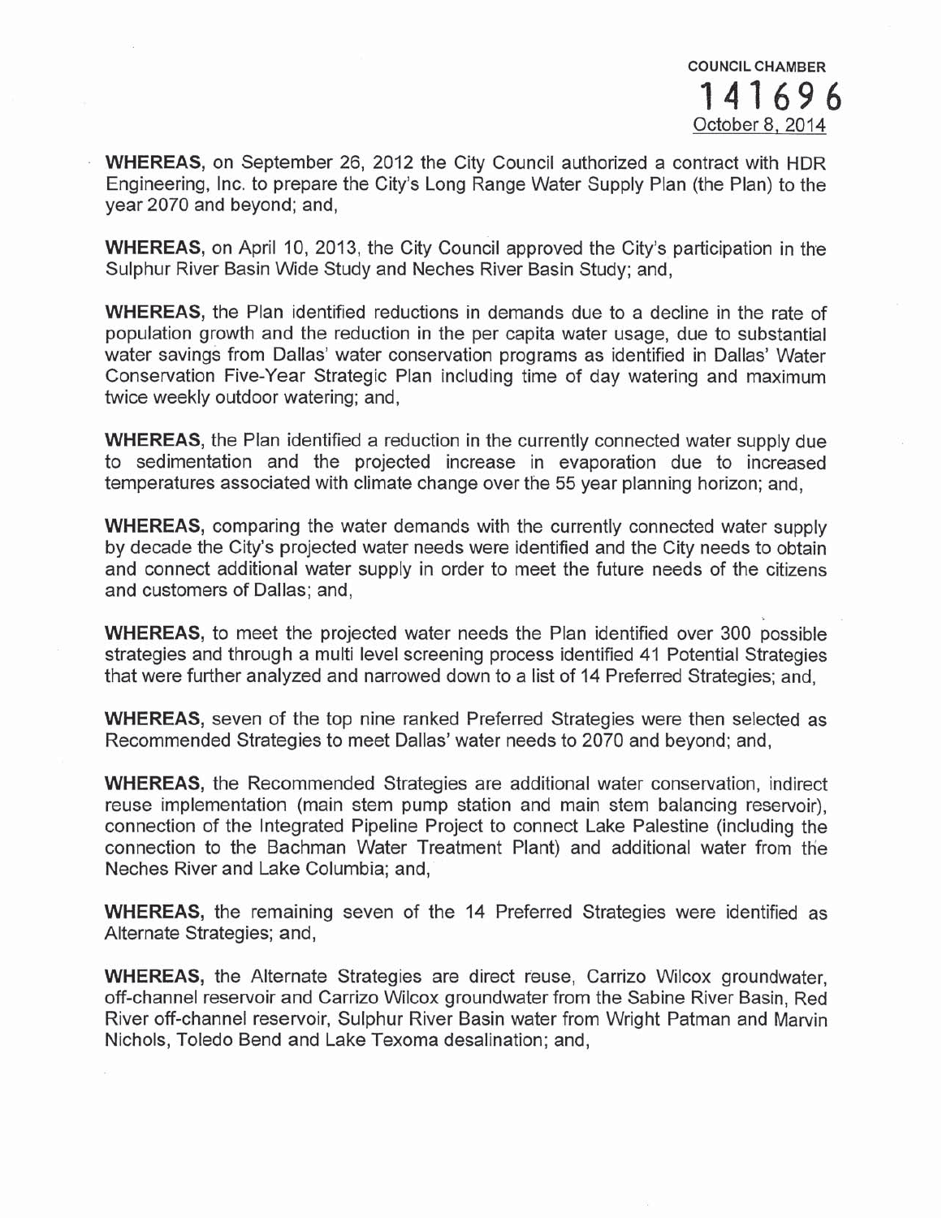COUNCIL CHAMBER

141696

October 8, 2014

**WHEREAS**, on September 26, 2012 the City Council authorized a contract with HDR Engineering, Inc. to prepare the City's Long Range Water Supply Plan (the Plan) to the year 2070 and beyond; and,

**WHEREAS**, on April 10, 2013, the City Council approved the City's participation in the Sulphur River Basin Wide Study and Neches River Basin Study; and,

**WHEREAS**, the Plan identified reductions in demands due to a decline in the rate of population growth and the reduction in the per capita water usage, due to substantial water savings from Dallas' water conservation programs as identified in Dallas' Water Conservation Five-Year Strategic Plan including time of day watering and maximum twice weekly outdoor watering; and,

**WHEREAS**, the Plan identified a reduction in the currently connected water supply due to sedimentation and the projected increase in evaporation due to increased temperatures associated with climate change over the 55 year planning horizon; and,

**WHEREAS**, comparing the water demands with the currently connected water supply by decade the City's projected water needs were identified and the City needs to obtain and connect additional water supply in order to meet the future needs of the citizens and customers of Dallas; and,

**WHEREAS**, to meet the projected water needs the Plan identified over 300 possible strategies and through a multi level screening process identified 41 Potential Strategies that were further analyzed and narrowed down to a list of 14 Preferred Strategies; and,

**WHEREAS**, seven of the top nine ranked Preferred Strategies were then selected as Recommended Strategies to meet Dallas' water needs to 2070 and beyond; and,

**WHEREAS**, the Recommended Strategies are additional water conservation, indirect reuse implementation (main stem pump station and main stem balancing reservoir), connection of the Integrated Pipeline Project to connect Lake Palestine (including the connection to the Bachman Water Treatment Plant) and additional water from the Neches River and Lake Columbia; and,

**WHEREAS**, the remaining seven of the 14 Preferred Strategies were identified as Alternate Strategies; and,

**WHEREAS**, the Alternate Strategies are direct reuse, Carrizo Wilcox groundwater, off-channel reservoir and Carrizo Wilcox groundwater from the Sabine River Basin, Red River off-channel reservoir, Sulphur River Basin water from Wright Patman and Marvin Nichols, Toledo Bend and Lake Texoma desalination; and,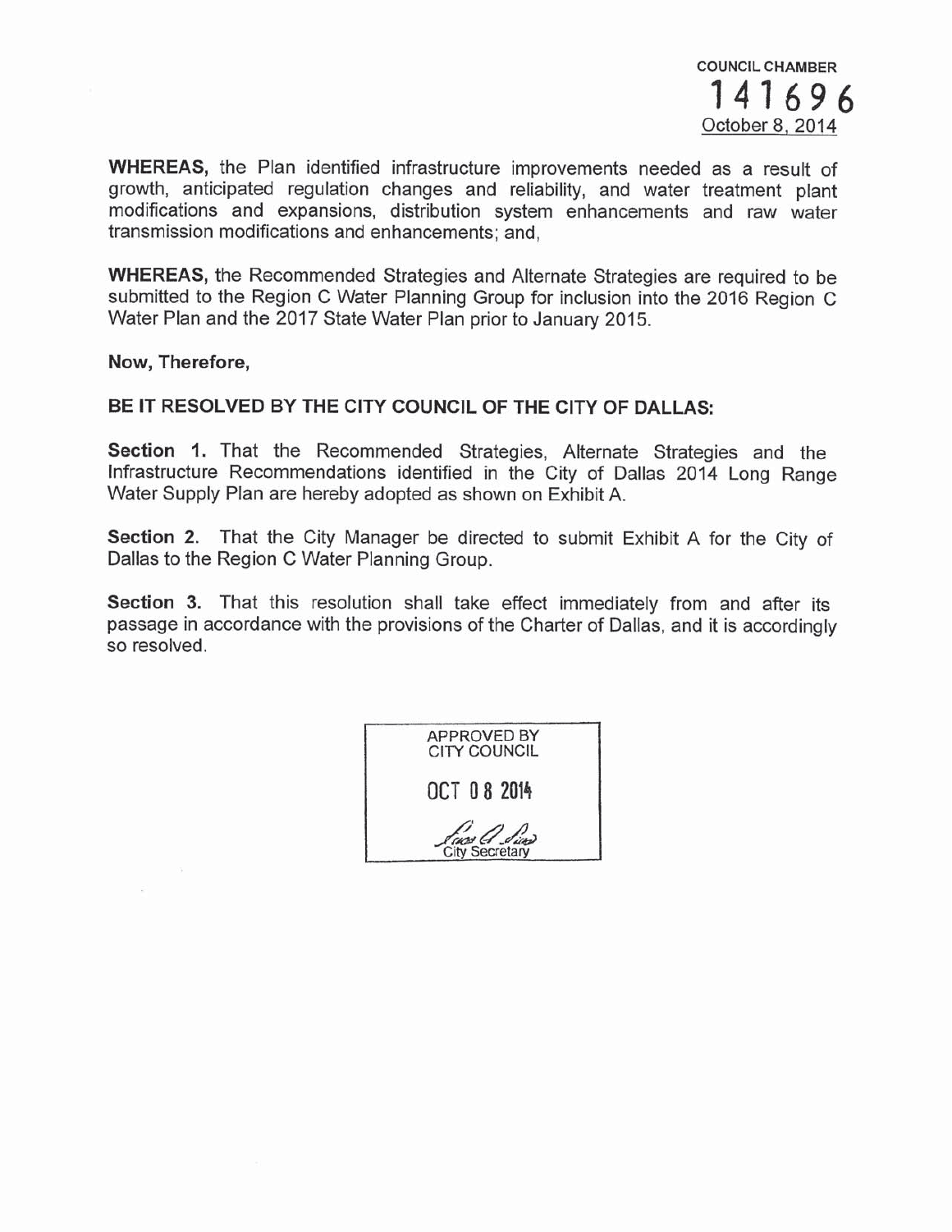COUNCIL CHAMBER

141696

October 8, 2014

**WHEREAS,** the Plan identified infrastructure improvements needed as a result of growth, anticipated regulation changes and reliability, and water treatment plant modifications and expansions, distribution system enhancements and raw water transmission modifications and enhancements; and,

**WHEREAS,** the Recommended Strategies and Alternate Strategies are required to be submitted to the Region C Water Planning Group for inclusion into the 2016 Region C Water Plan and the 2017 State Water Plan prior to January 2015.

**Now, Therefore,**

**BE IT RESOLVED BY THE CITY COUNCIL OF THE CITY OF DALLAS:**

**Section 1.** That the Recommended Strategies, Alternate Strategies and the Infrastructure Recommendations identified in the City of Dallas 2014 Long Range Water Supply Plan are hereby adopted as shown on Exhibit A.

**Section 2.** That the City Manager be directed to submit Exhibit A for the City of Dallas to the Region C Water Planning Group.

**Section 3.** That this resolution shall take effect immediately from and after its passage in accordance with the provisions of the Charter of Dallas, and it is accordingly so resolved.

APPROVED BY
CITY COUNCIL

OCT 08 2014

City Secretary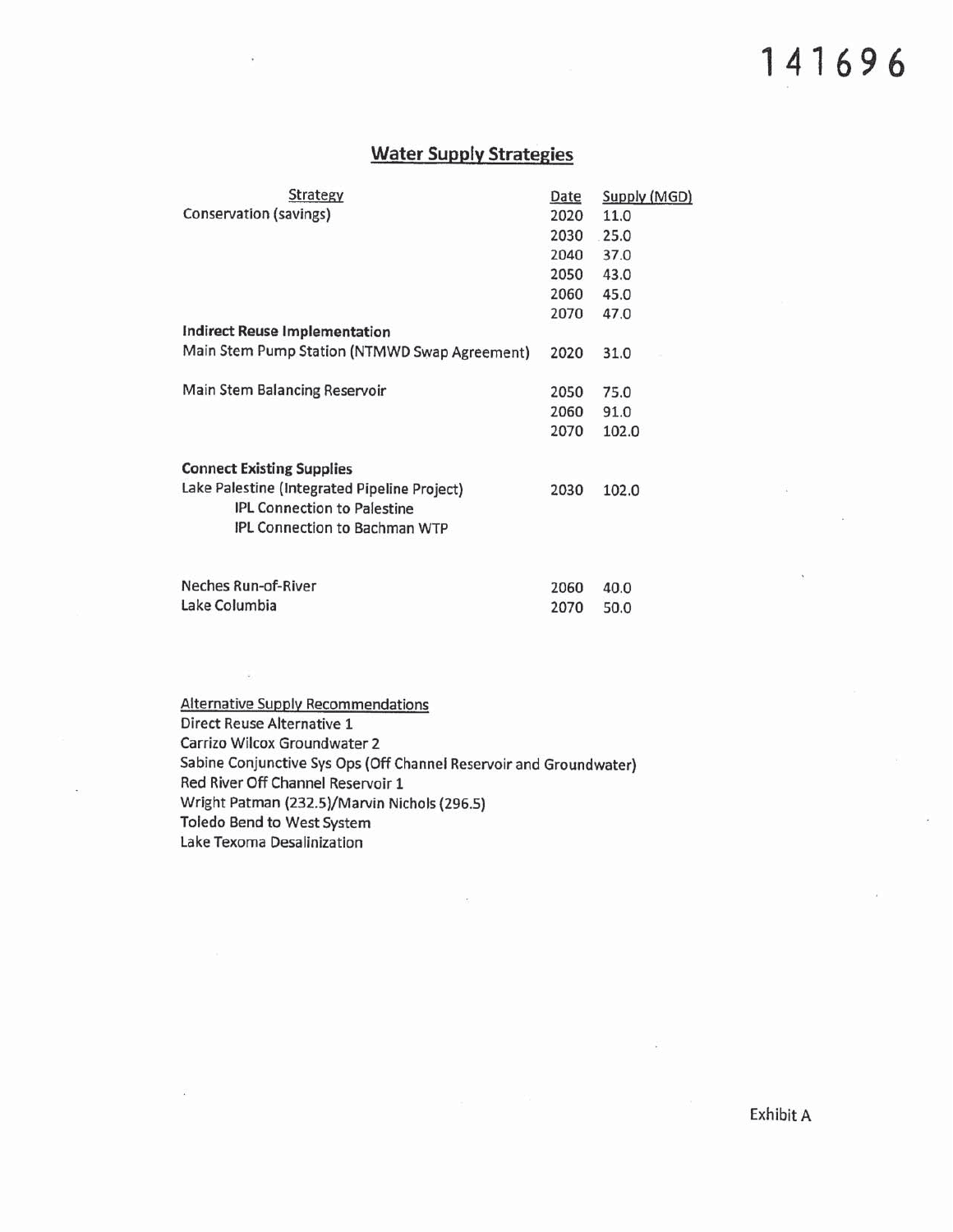141696

## Water Supply Strategies

| Strategy | Date | Supply (MGD) |
|---|---|---|
| Conservation (savings) | 2020 | 11.0 |
| | 2030 | 25.0 |
| | 2040 | 37.0 |
| | 2050 | 43.0 |
| | 2060 | 45.0 |
| | 2070 | 47.0 |
| **Indirect Reuse Implementation** | | |
| Main Stem Pump Station (NTMWD Swap Agreement) | 2020 | 31.0 |
| Main Stem Balancing Reservoir | 2050 | 75.0 |
| | 2060 | 91.0 |
| | 2070 | 102.0 |
| **Connect Existing Supplies** | | |
| Lake Palestine (Integrated Pipeline Project) | 2030 | 102.0 |
| IPL Connection to Palestine | | |
| IPL Connection to Bachman WTP | | |
| Neches Run-of-River | 2060 | 40.0 |
| Lake Columbia | 2070 | 50.0 |

Alternative Supply Recommendations

Direct Reuse Alternative 1
Carrizo Wilcox Groundwater 2
Sabine Conjunctive Sys Ops (Off Channel Reservoir and Groundwater)
Red River Off Channel Reservoir 1
Wright Patman (232.5)/Marvin Nichols (296.5)
Toledo Bend to West System
Lake Texoma Desalinization

Exhibit A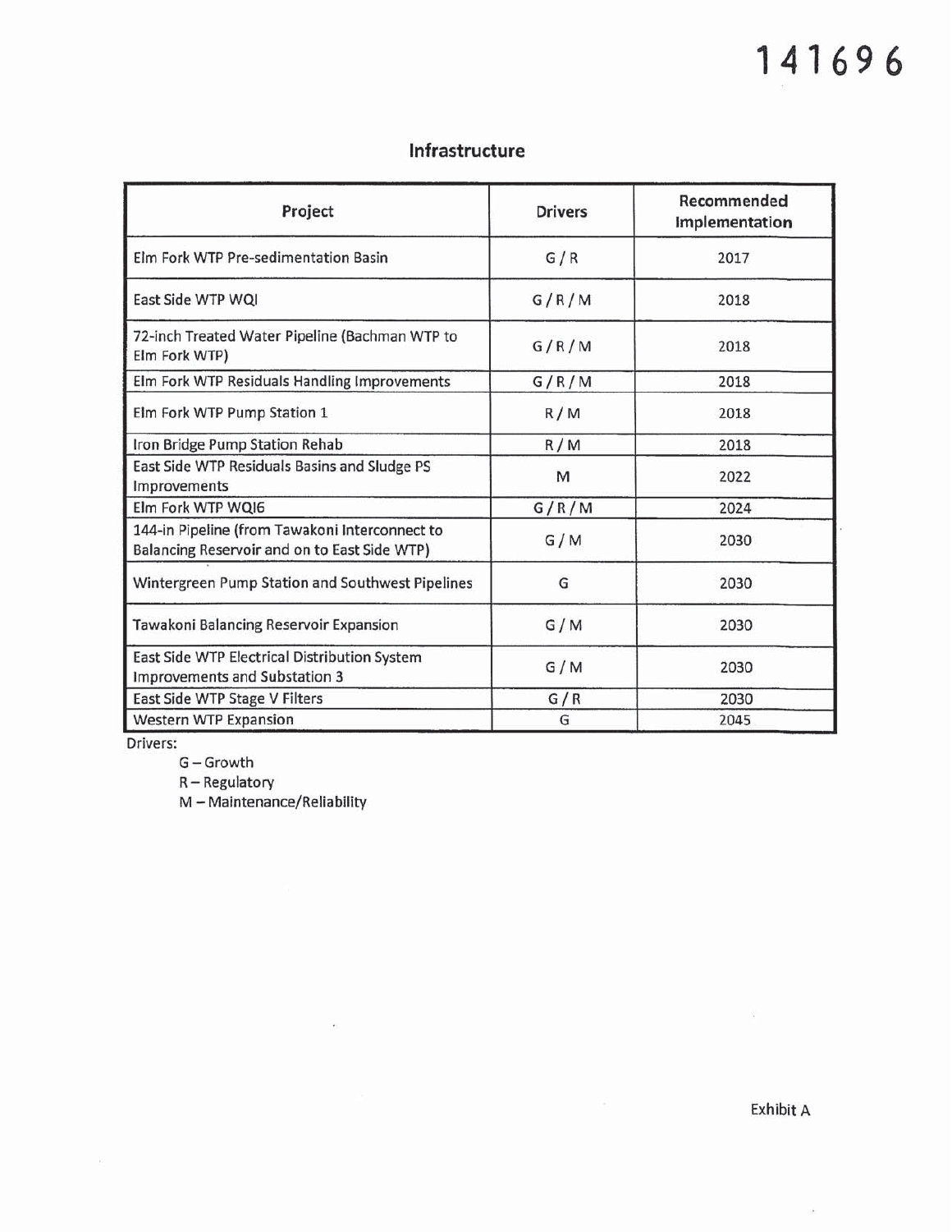# 141696

## Infrastructure

| Project | Drivers | Recommended Implementation |
|---|---|---|
| Elm Fork WTP Pre-sedimentation Basin | G / R | 2017 |
| East Side WTP WQI | G / R / M | 2018 |
| 72-inch Treated Water Pipeline (Bachman WTP to Elm Fork WTP) | G / R / M | 2018 |
| Elm Fork WTP Residuals Handling Improvements | G / R / M | 2018 |
| Elm Fork WTP Pump Station 1 | R / M | 2018 |
| Iron Bridge Pump Station Rehab | R / M | 2018 |
| East Side WTP Residuals Basins and Sludge PS Improvements | M | 2022 |
| Elm Fork WTP WQI6 | G / R / M | 2024 |
| 144-in Pipeline (from Tawakoni Interconnect to Balancing Reservoir and on to East Side WTP) | G / M | 2030 |
| Wintergreen Pump Station and Southwest Pipelines | G | 2030 |
| Tawakoni Balancing Reservoir Expansion | G / M | 2030 |
| East Side WTP Electrical Distribution System Improvements and Substation 3 | G / M | 2030 |
| East Side WTP Stage V Filters | G / R | 2030 |
| Western WTP Expansion | G | 2045 |

Drivers:

- G – Growth
- R – Regulatory
- M – Maintenance/Reliability

Exhibit A